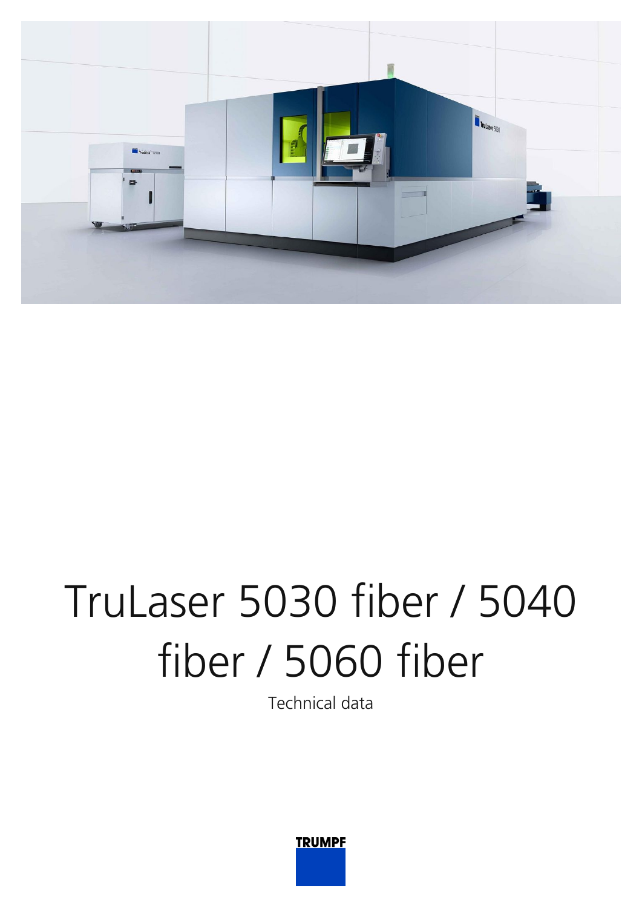# TruLaser 5030 fiber / 5040 fiber / 5060 fiber

Technical data

TRUMPF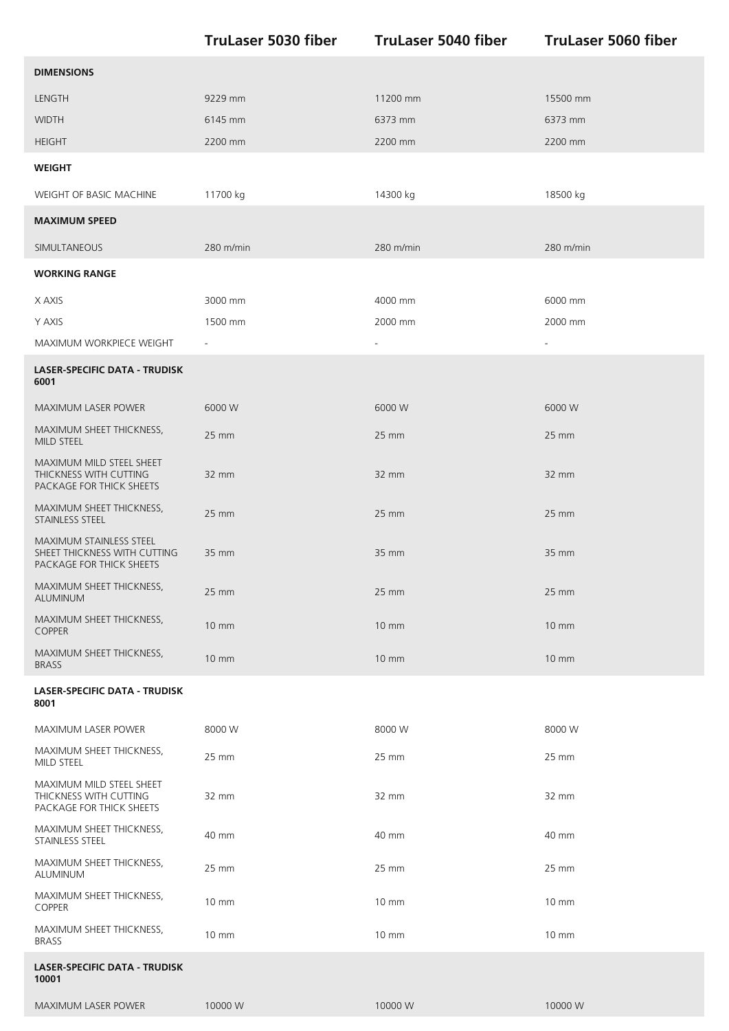| | TruLaser 5030 fiber | TruLaser 5040 fiber | TruLaser 5060 fiber |
|---|---|---|---|
| **DIMENSIONS** | | | |
| LENGTH | 9229 mm | 11200 mm | 15500 mm |
| WIDTH | 6145 mm | 6373 mm | 6373 mm |
| HEIGHT | 2200 mm | 2200 mm | 2200 mm |
| **WEIGHT** | | | |
| WEIGHT OF BASIC MACHINE | 11700 kg | 14300 kg | 18500 kg |
| **MAXIMUM SPEED** | | | |
| SIMULTANEOUS | 280 m/min | 280 m/min | 280 m/min |
| **WORKING RANGE** | | | |
| X AXIS | 3000 mm | 4000 mm | 6000 mm |
| Y AXIS | 1500 mm | 2000 mm | 2000 mm |
| MAXIMUM WORKPIECE WEIGHT | - | - | - |
| **LASER-SPECIFIC DATA - TRUDISK 6001** | | | |
| MAXIMUM LASER POWER | 6000 W | 6000 W | 6000 W |
| MAXIMUM SHEET THICKNESS, MILD STEEL | 25 mm | 25 mm | 25 mm |
| MAXIMUM MILD STEEL SHEET THICKNESS WITH CUTTING PACKAGE FOR THICK SHEETS | 32 mm | 32 mm | 32 mm |
| MAXIMUM SHEET THICKNESS, STAINLESS STEEL | 25 mm | 25 mm | 25 mm |
| MAXIMUM STAINLESS STEEL SHEET THICKNESS WITH CUTTING PACKAGE FOR THICK SHEETS | 35 mm | 35 mm | 35 mm |
| MAXIMUM SHEET THICKNESS, ALUMINUM | 25 mm | 25 mm | 25 mm |
| MAXIMUM SHEET THICKNESS, COPPER | 10 mm | 10 mm | 10 mm |
| MAXIMUM SHEET THICKNESS, BRASS | 10 mm | 10 mm | 10 mm |
| **LASER-SPECIFIC DATA - TRUDISK 8001** | | | |
| MAXIMUM LASER POWER | 8000 W | 8000 W | 8000 W |
| MAXIMUM SHEET THICKNESS, MILD STEEL | 25 mm | 25 mm | 25 mm |
| MAXIMUM MILD STEEL SHEET THICKNESS WITH CUTTING PACKAGE FOR THICK SHEETS | 32 mm | 32 mm | 32 mm |
| MAXIMUM SHEET THICKNESS, STAINLESS STEEL | 40 mm | 40 mm | 40 mm |
| MAXIMUM SHEET THICKNESS, ALUMINUM | 25 mm | 25 mm | 25 mm |
| MAXIMUM SHEET THICKNESS, COPPER | 10 mm | 10 mm | 10 mm |
| MAXIMUM SHEET THICKNESS, BRASS | 10 mm | 10 mm | 10 mm |
| **LASER-SPECIFIC DATA - TRUDISK 10001** | | | |
| MAXIMUM LASER POWER | 10000 W | 10000 W | 10000 W |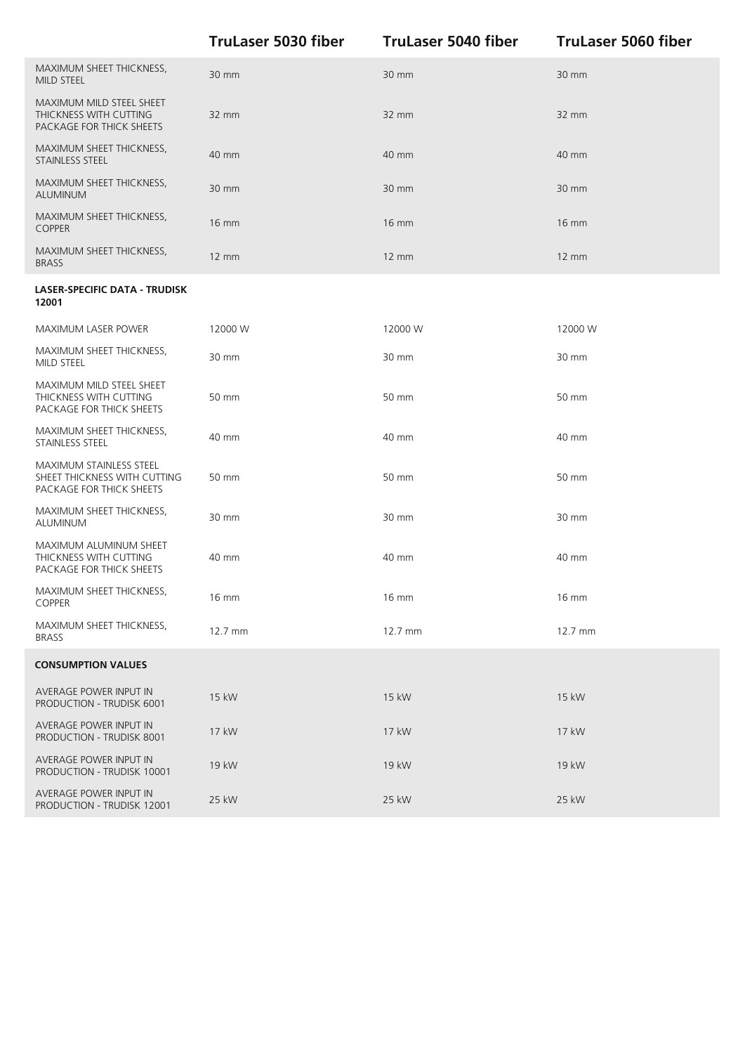| | TruLaser 5030 fiber | TruLaser 5040 fiber | TruLaser 5060 fiber |
|---|---|---|---|
| MAXIMUM SHEET THICKNESS, MILD STEEL | 30 mm | 30 mm | 30 mm |
| MAXIMUM MILD STEEL SHEET THICKNESS WITH CUTTING PACKAGE FOR THICK SHEETS | 32 mm | 32 mm | 32 mm |
| MAXIMUM SHEET THICKNESS, STAINLESS STEEL | 40 mm | 40 mm | 40 mm |
| MAXIMUM SHEET THICKNESS, ALUMINUM | 30 mm | 30 mm | 30 mm |
| MAXIMUM SHEET THICKNESS, COPPER | 16 mm | 16 mm | 16 mm |
| MAXIMUM SHEET THICKNESS, BRASS | 12 mm | 12 mm | 12 mm |
| **LASER-SPECIFIC DATA - TRUDISK 12001** | | | |
| MAXIMUM LASER POWER | 12000 W | 12000 W | 12000 W |
| MAXIMUM SHEET THICKNESS, MILD STEEL | 30 mm | 30 mm | 30 mm |
| MAXIMUM MILD STEEL SHEET THICKNESS WITH CUTTING PACKAGE FOR THICK SHEETS | 50 mm | 50 mm | 50 mm |
| MAXIMUM SHEET THICKNESS, STAINLESS STEEL | 40 mm | 40 mm | 40 mm |
| MAXIMUM STAINLESS STEEL SHEET THICKNESS WITH CUTTING PACKAGE FOR THICK SHEETS | 50 mm | 50 mm | 50 mm |
| MAXIMUM SHEET THICKNESS, ALUMINUM | 30 mm | 30 mm | 30 mm |
| MAXIMUM ALUMINUM SHEET THICKNESS WITH CUTTING PACKAGE FOR THICK SHEETS | 40 mm | 40 mm | 40 mm |
| MAXIMUM SHEET THICKNESS, COPPER | 16 mm | 16 mm | 16 mm |
| MAXIMUM SHEET THICKNESS, BRASS | 12.7 mm | 12.7 mm | 12.7 mm |
| **CONSUMPTION VALUES** | | | |
| AVERAGE POWER INPUT IN PRODUCTION - TRUDISK 6001 | 15 kW | 15 kW | 15 kW |
| AVERAGE POWER INPUT IN PRODUCTION - TRUDISK 8001 | 17 kW | 17 kW | 17 kW |
| AVERAGE POWER INPUT IN PRODUCTION - TRUDISK 10001 | 19 kW | 19 kW | 19 kW |
| AVERAGE POWER INPUT IN PRODUCTION - TRUDISK 12001 | 25 kW | 25 kW | 25 kW |